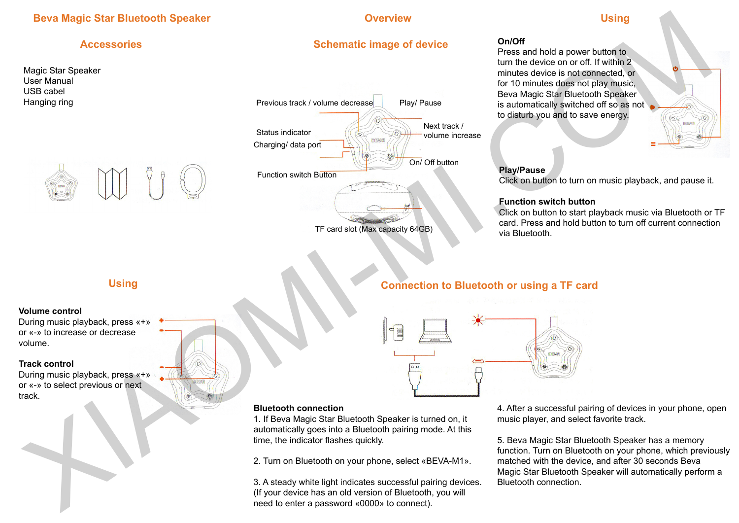# Beva Magic Star Bluetooth Speaker

## Accessories

Magic Star Speaker
User Manual
USB cabel
Hanging ring

## Overview

### Schematic image of device

Previous track / volume decrease

Play/ Pause

Next track / volume increase

Status indicator

Charging/ data port

On/ Off button

Function switch Button

TF card slot (Max capacity 64GB)

## Using

**On/Off**
Press and hold a power button to turn the device on or off. If within 2 minutes device is not connected, or for 10 minutes does not play music, Beva Magic Star Bluetooth Speaker is automatically switched off so as not to disturb you and to save energy.

**Play/Pause**
Click on button to turn on music playback, and pause it.

**Function switch button**
Click on button to start playback music via Bluetooth or TF card. Press and hold button to turn off current connection via Bluetooth.

## Using

**Volume control**
During music playback, press «+» or «-» to increase or decrease volume.

**Track control**
During music playback, press «+» or «-» to select previous or next track.

## Connection to Bluetooth or using a TF card

**Bluetooth connection**
1. If Beva Magic Star Bluetooth Speaker is turned on, it automatically goes into a Bluetooth pairing mode. At this time, the indicator flashes quickly.

2. Turn on Bluetooth on your phone, select «BEVA-M1».

3. A steady white light indicates successful pairing devices. (If your device has an old version of Bluetooth, you will need to enter a password «0000» to connect).

4. After a successful pairing of devices in your phone, open music player, and select favorite track.

5. Beva Magic Star Bluetooth Speaker has a memory function. Turn on Bluetooth on your phone, which previously matched with the device, and after 30 seconds Beva Magic Star Bluetooth Speaker will automatically perform a Bluetooth connection.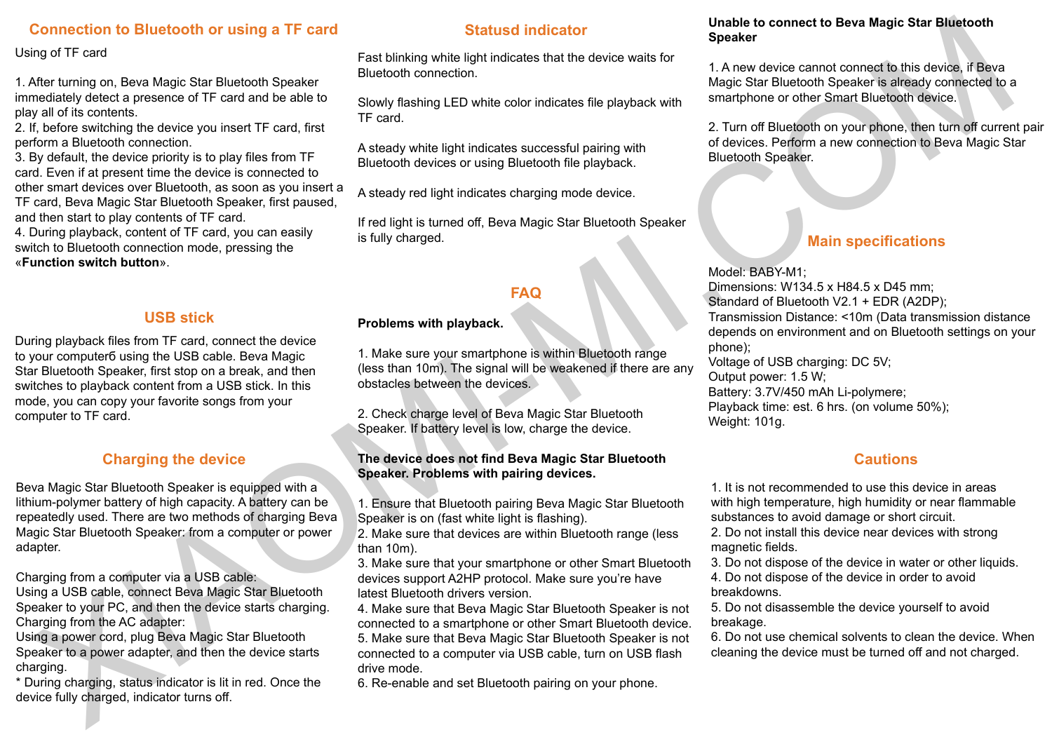## Connection to Bluetooth or using a TF card

Using of TF card

1. After turning on, Beva Magic Star Bluetooth Speaker immediately detect a presence of TF card and be able to play all of its contents.
2. If, before switching the device you insert TF card, first perform a Bluetooth connection.
3. By default, the device priority is to play files from TF card. Even if at present time the device is connected to other smart devices over Bluetooth, as soon as you insert a TF card, Beva Magic Star Bluetooth Speaker, first paused, and then start to play contents of TF card.
4. During playback, content of TF card, you can easily switch to Bluetooth connection mode, pressing the «**Function switch button**».

## USB stick

During playback files from TF card, connect the device to your computerб using the USB cable. Beva Magic Star Bluetooth Speaker, first stop on a break, and then switches to playback content from a USB stick. In this mode, you can copy your favorite songs from your computer to TF card.

## Charging the device

Beva Magic Star Bluetooth Speaker is equipped with a lithium-polymer battery of high capacity. A battery can be repeatedly used. There are two methods of charging Beva Magic Star Bluetooth Speaker: from a computer or power adapter.

Charging from a computer via a USB cable:
Using a USB cable, connect Beva Magic Star Bluetooth Speaker to your PC, and then the device starts charging.
Charging from the AC adapter:
Using a power cord, plug Beva Magic Star Bluetooth Speaker to a power adapter, and then the device starts charging.
* During charging, status indicator is lit in red. Once the device fully charged, indicator turns off.

## Statusd indicator

Fast blinking white light indicates that the device waits for Bluetooth connection.

Slowly flashing LED white color indicates file playback with TF card.

A steady white light indicates successful pairing with Bluetooth devices or using Bluetooth file playback.

A steady red light indicates charging mode device.

If red light is turned off, Beva Magic Star Bluetooth Speaker is fully charged.

## FAQ

**Problems with playback.**

1. Make sure your smartphone is within Bluetooth range (less than 10m). The signal will be weakened if there are any obstacles between the devices.

2. Check charge level of Beva Magic Star Bluetooth Speaker. If battery level is low, charge the device.

**The device does not find Beva Magic Star Bluetooth Speaker. Problems with pairing devices.**

1. Ensure that Bluetooth pairing Beva Magic Star Bluetooth Speaker is on (fast white light is flashing).
2. Make sure that devices are within Bluetooth range (less than 10m).
3. Make sure that your smartphone or other Smart Bluetooth devices support A2HP protocol. Make sure you're have latest Bluetooth drivers version.
4. Make sure that Beva Magic Star Bluetooth Speaker is not connected to a smartphone or other Smart Bluetooth device.
5. Make sure that Beva Magic Star Bluetooth Speaker is not connected to a computer via USB cable, turn on USB flash drive mode.
6. Re-enable and set Bluetooth pairing on your phone.

**Unable to connect to Beva Magic Star Bluetooth Speaker**

1. A new device cannot connect to this device, if Beva Magic Star Bluetooth Speaker is already connected to a smartphone or other Smart Bluetooth device.

2. Turn off Bluetooth on your phone, then turn off current pair of devices. Perform a new connection to Beva Magic Star Bluetooth Speaker.

## Main specifications

Model: BABY-M1;
Dimensions: W134.5 x H84.5 x D45 mm;
Standard of Bluetooth V2.1 + EDR (A2DP);
Transmission Distance: <10m (Data transmission distance depends on environment and on Bluetooth settings on your phone);
Voltage of USB charging: DC 5V;
Output power: 1.5 W;
Battery: 3.7V/450 mAh Li-polymere;
Playback time: est. 6 hrs. (on volume 50%);
Weight: 101g.

## Cautions

1. It is not recommended to use this device in areas with high temperature, high humidity or near flammable substances to avoid damage or short circuit.
2. Do not install this device near devices with strong magnetic fields.
3. Do not dispose of the device in water or other liquids.
4. Do not dispose of the device in order to avoid breakdowns.
5. Do not disassemble the device yourself to avoid breakage.
6. Do not use chemical solvents to clean the device. When cleaning the device must be turned off and not charged.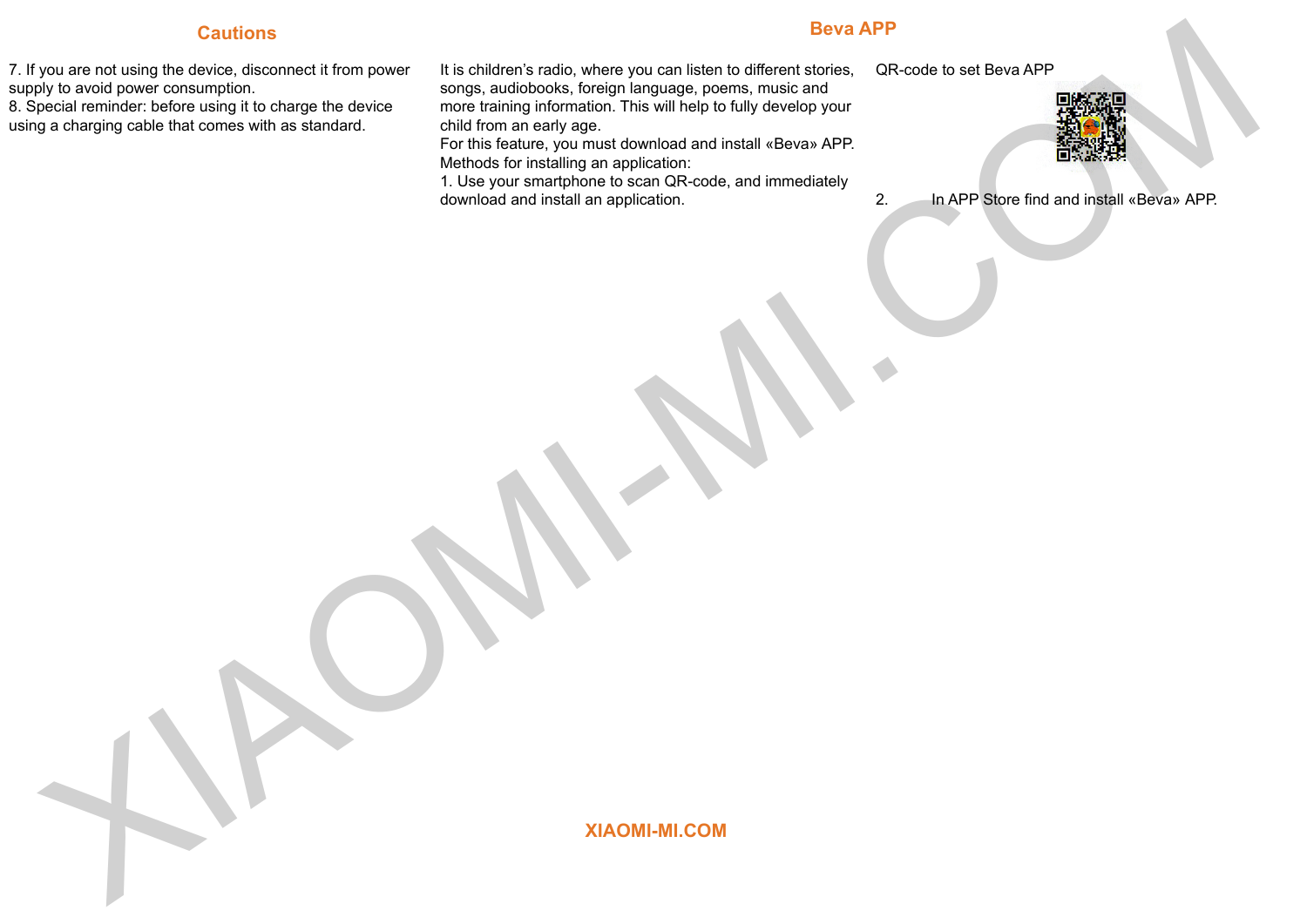## Cautions

7. If you are not using the device, disconnect it from power supply to avoid power consumption.
8. Special reminder: before using it to charge the device using a charging cable that comes with as standard.

## Beva APP

It is children's radio, where you can listen to different stories, songs, audiobooks, foreign language, poems, music and more training information. This will help to fully develop your child from an early age.
For this feature, you must download and install «Beva» APP.
Methods for installing an application:
1. Use your smartphone to scan QR-code, and immediately download and install an application.

QR-code to set Beva APP

2. In APP Store find and install «Beva» APP.